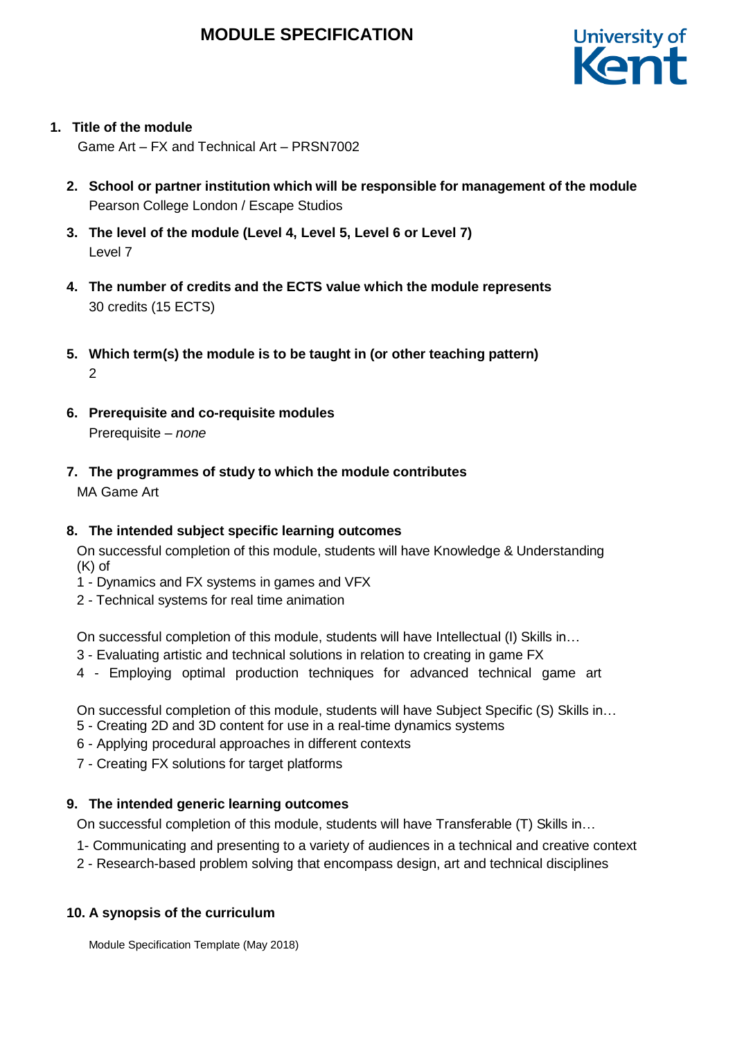# MODULE SPECIFICATION

1. **Title of the module**
   Game Art – FX and Technical Art – PRSN7002

2. **School or partner institution which will be responsible for management of the module**
   Pearson College London / Escape Studios

3. **The level of the module (Level 4, Level 5, Level 6 or Level 7)**
   Level 7

4. **The number of credits and the ECTS value which the module represents**
   30 credits (15 ECTS)

5. **Which term(s) the module is to be taught in (or other teaching pattern)**
   2

6. **Prerequisite and co-requisite modules**
   Prerequisite – *none*

7. **The programmes of study to which the module contributes**
   MA Game Art

8. **The intended subject specific learning outcomes**

   On successful completion of this module, students will have Knowledge & Understanding (K) of
   1 - Dynamics and FX systems in games and VFX
   2 - Technical systems for real time animation

   On successful completion of this module, students will have Intellectual (I) Skills in…
   3 - Evaluating artistic and technical solutions in relation to creating in game FX
   4 - Employing optimal production techniques for advanced technical game art

   On successful completion of this module, students will have Subject Specific (S) Skills in…
   5 - Creating 2D and 3D content for use in a real-time dynamics systems
   6 - Applying procedural approaches in different contexts
   7 - Creating FX solutions for target platforms

9. **The intended generic learning outcomes**

   On successful completion of this module, students will have Transferable (T) Skills in…
   1- Communicating and presenting to a variety of audiences in a technical and creative context
   2 - Research-based problem solving that encompass design, art and technical disciplines

10. **A synopsis of the curriculum**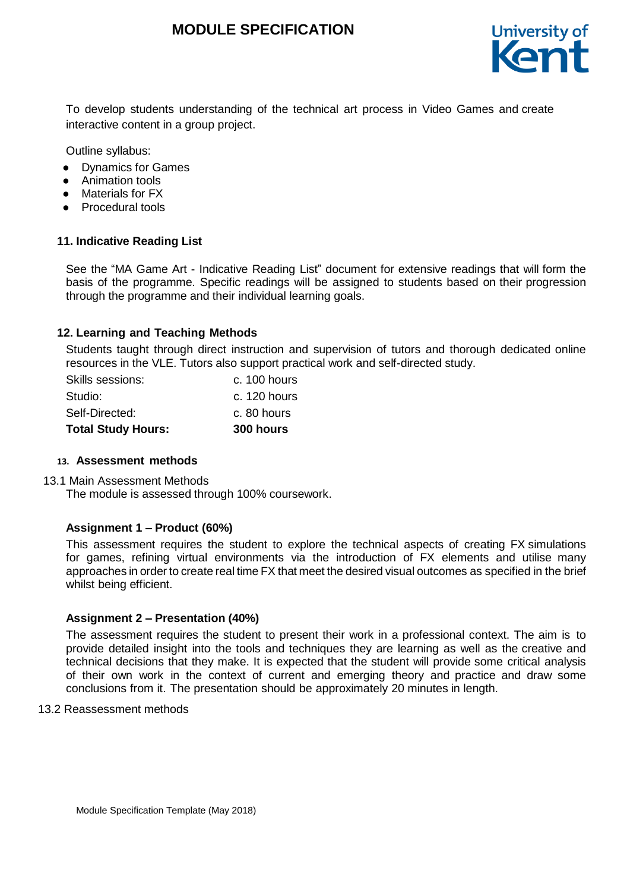To develop students understanding of the technical art process in Video Games and create interactive content in a group project.

Outline syllabus:

- Dynamics for Games
- Animation tools
- Materials for FX
- Procedural tools

### 11. Indicative Reading List

See the "MA Game Art - Indicative Reading List" document for extensive readings that will form the basis of the programme. Specific readings will be assigned to students based on their progression through the programme and their individual learning goals.

### 12. Learning and Teaching Methods

Students taught through direct instruction and supervision of tutors and thorough dedicated online resources in the VLE. Tutors also support practical work and self-directed study.

| | |
|---|---|
| Skills sessions: | c. 100 hours |
| Studio: | c. 120 hours |
| Self-Directed: | c. 80 hours |
| **Total Study Hours:** | **300 hours** |

### 13. Assessment methods

13.1 Main Assessment Methods

The module is assessed through 100% coursework.

**Assignment 1 – Product (60%)**

This assessment requires the student to explore the technical aspects of creating FX simulations for games, refining virtual environments via the introduction of FX elements and utilise many approaches in order to create real time FX that meet the desired visual outcomes as specified in the brief whilst being efficient.

**Assignment 2 – Presentation (40%)**

The assessment requires the student to present their work in a professional context. The aim is to provide detailed insight into the tools and techniques they are learning as well as the creative and technical decisions that they make. It is expected that the student will provide some critical analysis of their own work in the context of current and emerging theory and practice and draw some conclusions from it. The presentation should be approximately 20 minutes in length.

13.2 Reassessment methods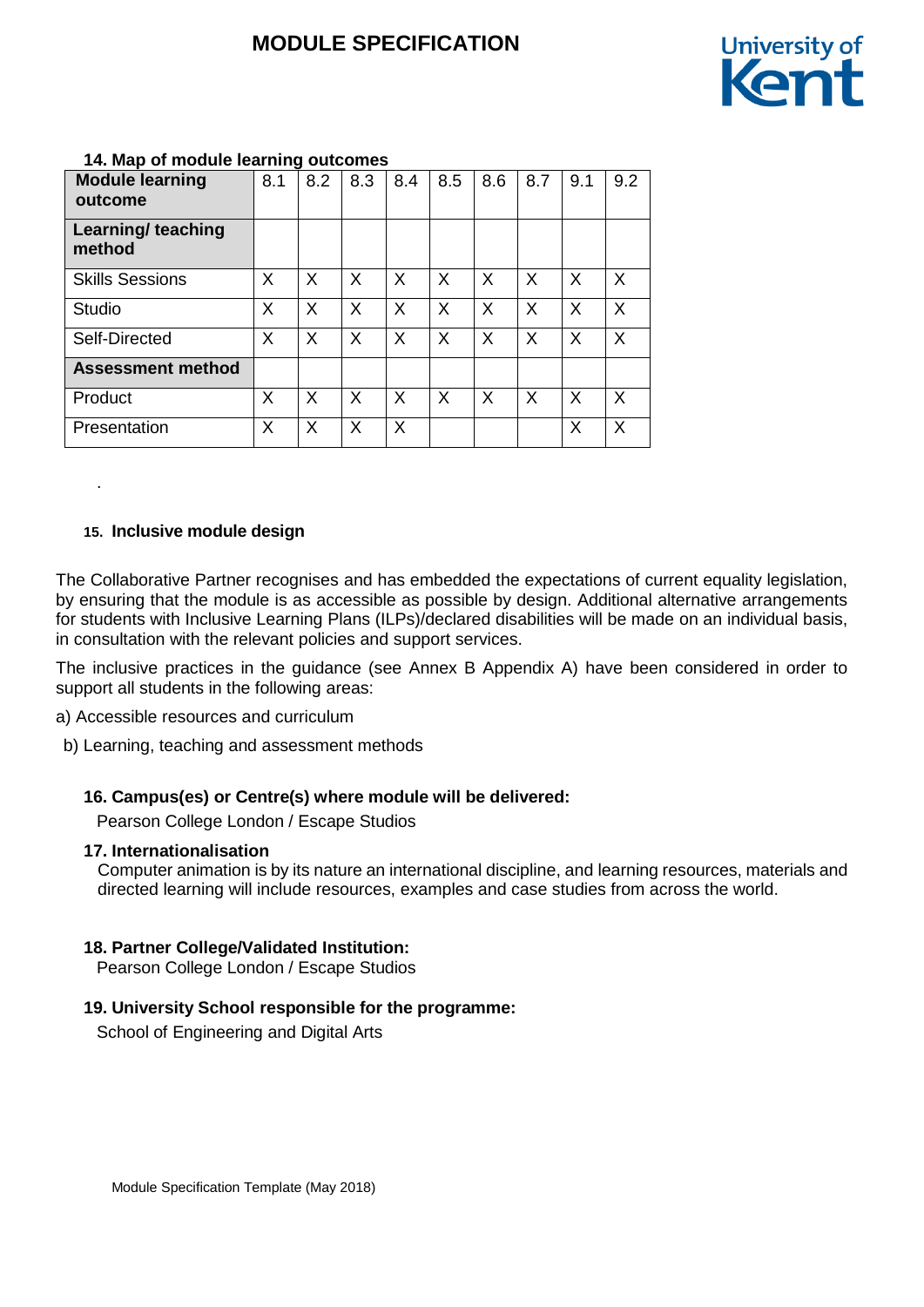### 14. Map of module learning outcomes

| Module learning outcome | 8.1 | 8.2 | 8.3 | 8.4 | 8.5 | 8.6 | 8.7 | 9.1 | 9.2 |
|---|---|---|---|---|---|---|---|---|---|
| **Learning/ teaching method** | | | | | | | | | |
| Skills Sessions | X | X | X | X | X | X | X | X | X |
| Studio | X | X | X | X | X | X | X | X | X |
| Self-Directed | X | X | X | X | X | X | X | X | X |
| **Assessment method** | | | | | | | | | |
| Product | X | X | X | X | X | X | X | X | X |
| Presentation | X | X | X | X | | | | X | X |

.

### 15. Inclusive module design

The Collaborative Partner recognises and has embedded the expectations of current equality legislation, by ensuring that the module is as accessible as possible by design. Additional alternative arrangements for students with Inclusive Learning Plans (ILPs)/declared disabilities will be made on an individual basis, in consultation with the relevant policies and support services.

The inclusive practices in the guidance (see Annex B Appendix A) have been considered in order to support all students in the following areas:

a) Accessible resources and curriculum

b) Learning, teaching and assessment methods

### 16. Campus(es) or Centre(s) where module will be delivered:

Pearson College London / Escape Studios

### 17. Internationalisation

Computer animation is by its nature an international discipline, and learning resources, materials and directed learning will include resources, examples and case studies from across the world.

### 18. Partner College/Validated Institution:

Pearson College London / Escape Studios

### 19. University School responsible for the programme:

School of Engineering and Digital Arts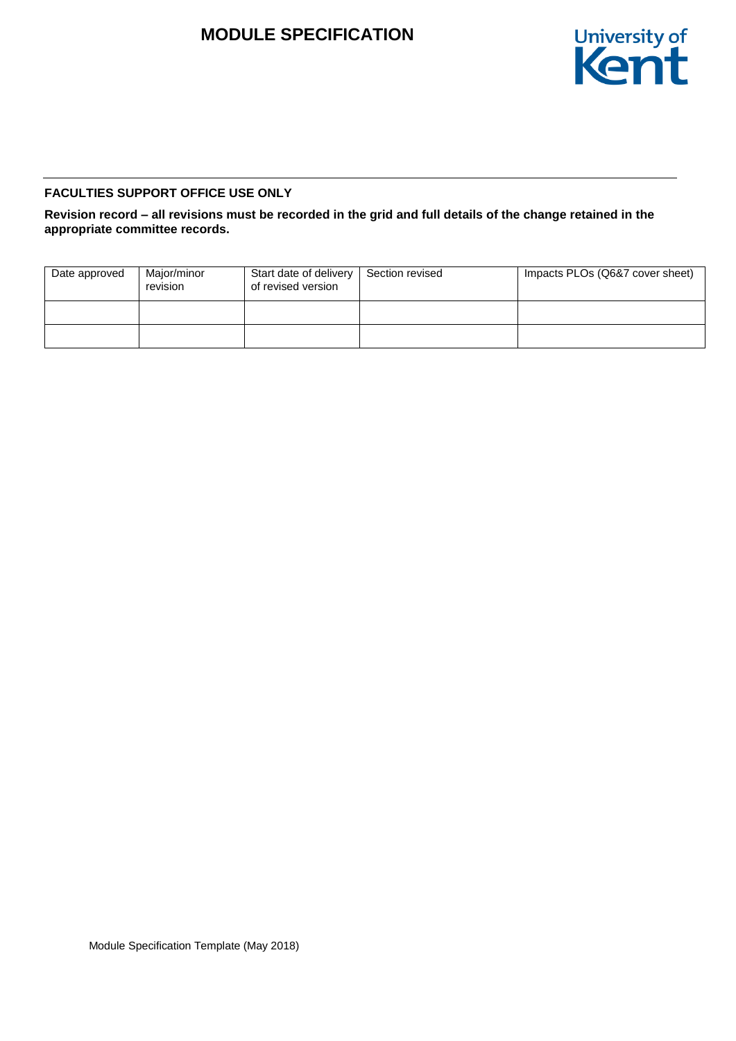**FACULTIES SUPPORT OFFICE USE ONLY**

**Revision record – all revisions must be recorded in the grid and full details of the change retained in the appropriate committee records.**

| Date approved | Major/minor revision | Start date of delivery of revised version | Section revised | Impacts PLOs (Q6&7 cover sheet) |
|---|---|---|---|---|
| | | | | |
| | | | | |